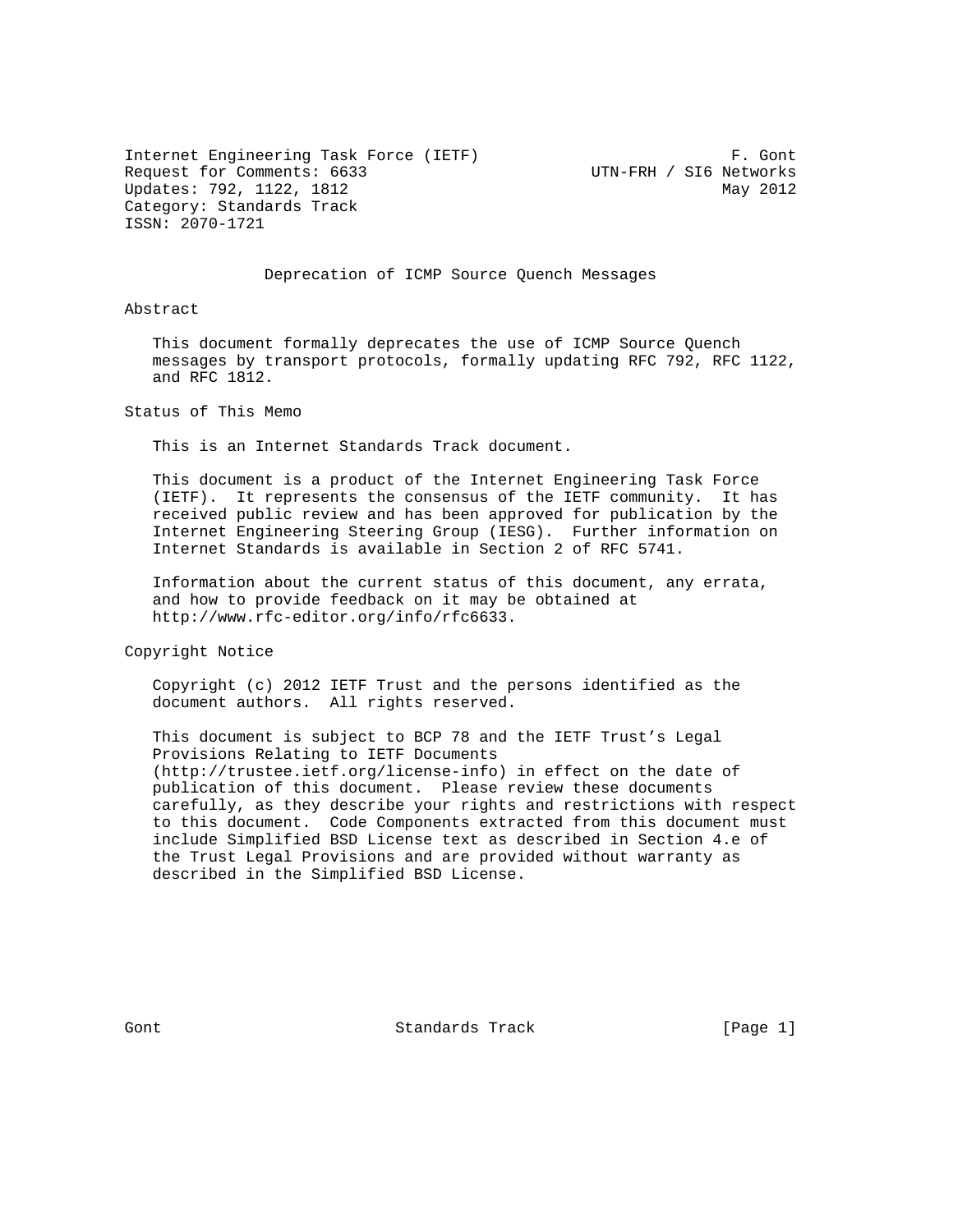Internet Engineering Task Force (IETF) F. Gont
Request for Comments: 6633 UTN-FRH / SI6 Networks
Updates: 792, 1122, 1812 May 2012
Category: Standards Track
ISSN: 2070-1721

# Deprecation of ICMP Source Quench Messages

## Abstract

This document formally deprecates the use of ICMP Source Quench messages by transport protocols, formally updating RFC 792, RFC 1122, and RFC 1812.

## Status of This Memo

This is an Internet Standards Track document.

This document is a product of the Internet Engineering Task Force (IETF). It represents the consensus of the IETF community. It has received public review and has been approved for publication by the Internet Engineering Steering Group (IESG). Further information on Internet Standards is available in Section 2 of RFC 5741.

Information about the current status of this document, any errata, and how to provide feedback on it may be obtained at http://www.rfc-editor.org/info/rfc6633.

## Copyright Notice

Copyright (c) 2012 IETF Trust and the persons identified as the document authors. All rights reserved.

This document is subject to BCP 78 and the IETF Trust's Legal Provisions Relating to IETF Documents (http://trustee.ietf.org/license-info) in effect on the date of publication of this document. Please review these documents carefully, as they describe your rights and restrictions with respect to this document. Code Components extracted from this document must include Simplified BSD License text as described in Section 4.e of the Trust Legal Provisions and are provided without warranty as described in the Simplified BSD License.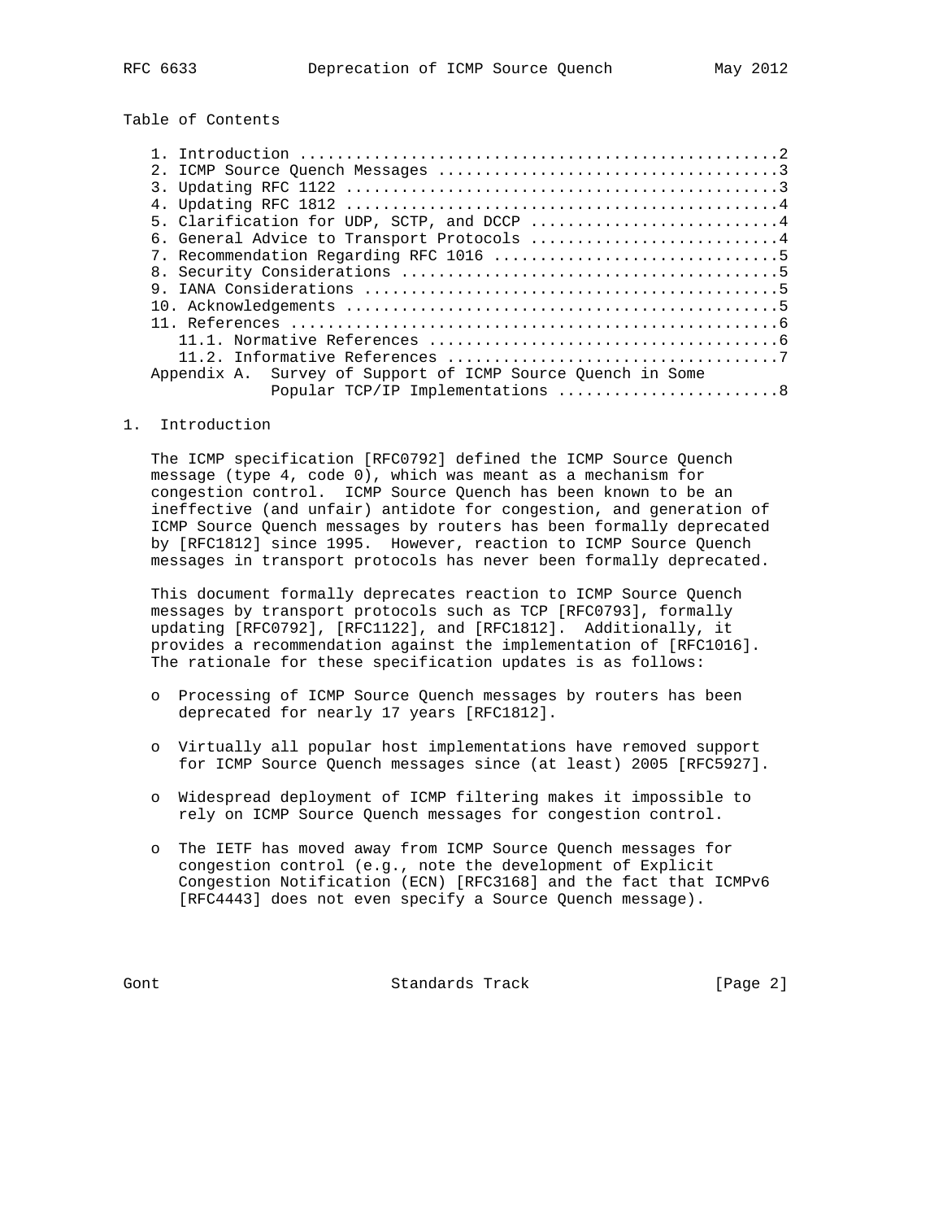## Table of Contents

1. Introduction ....................................................2
2. ICMP Source Quench Messages ....................................3
3. Updating RFC 1122 ..............................................3
4. Updating RFC 1812 ..............................................4
5. Clarification for UDP, SCTP, and DCCP ..........................4
6. General Advice to Transport Protocols ..........................4
7. Recommendation Regarding RFC 1016 ..............................5
8. Security Considerations ........................................5
9. IANA Considerations ............................................5
10. Acknowledgements ..............................................5
11. References ....................................................6
    11.1. Normative References ....................................6
    11.2. Informative References ..................................7

Appendix A. Survey of Support of ICMP Source Quench in Some Popular TCP/IP Implementations ........................8

## 1. Introduction

The ICMP specification [RFC0792] defined the ICMP Source Quench message (type 4, code 0), which was meant as a mechanism for congestion control. ICMP Source Quench has been known to be an ineffective (and unfair) antidote for congestion, and generation of ICMP Source Quench messages by routers has been formally deprecated by [RFC1812] since 1995. However, reaction to ICMP Source Quench messages in transport protocols has never been formally deprecated.

This document formally deprecates reaction to ICMP Source Quench messages by transport protocols such as TCP [RFC0793], formally updating [RFC0792], [RFC1122], and [RFC1812]. Additionally, it provides a recommendation against the implementation of [RFC1016]. The rationale for these specification updates is as follows:

- Processing of ICMP Source Quench messages by routers has been deprecated for nearly 17 years [RFC1812].
- Virtually all popular host implementations have removed support for ICMP Source Quench messages since (at least) 2005 [RFC5927].
- Widespread deployment of ICMP filtering makes it impossible to rely on ICMP Source Quench messages for congestion control.
- The IETF has moved away from ICMP Source Quench messages for congestion control (e.g., note the development of Explicit Congestion Notification (ECN) [RFC3168] and the fact that ICMPv6 [RFC4443] does not even specify a Source Quench message).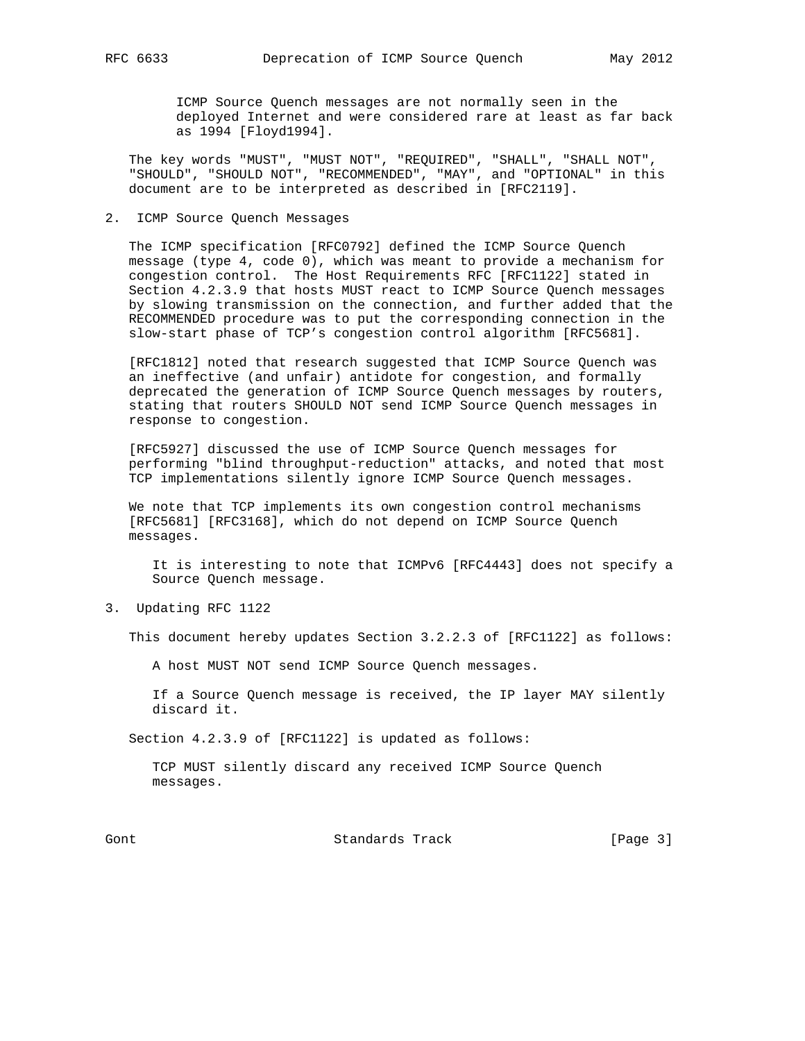ICMP Source Quench messages are not normally seen in the deployed Internet and were considered rare at least as far back as 1994 [Floyd1994].

The key words "MUST", "MUST NOT", "REQUIRED", "SHALL", "SHALL NOT", "SHOULD", "SHOULD NOT", "RECOMMENDED", "MAY", and "OPTIONAL" in this document are to be interpreted as described in [RFC2119].

## 2. ICMP Source Quench Messages

The ICMP specification [RFC0792] defined the ICMP Source Quench message (type 4, code 0), which was meant to provide a mechanism for congestion control. The Host Requirements RFC [RFC1122] stated in Section 4.2.3.9 that hosts MUST react to ICMP Source Quench messages by slowing transmission on the connection, and further added that the RECOMMENDED procedure was to put the corresponding connection in the slow-start phase of TCP's congestion control algorithm [RFC5681].

[RFC1812] noted that research suggested that ICMP Source Quench was an ineffective (and unfair) antidote for congestion, and formally deprecated the generation of ICMP Source Quench messages by routers, stating that routers SHOULD NOT send ICMP Source Quench messages in response to congestion.

[RFC5927] discussed the use of ICMP Source Quench messages for performing "blind throughput-reduction" attacks, and noted that most TCP implementations silently ignore ICMP Source Quench messages.

We note that TCP implements its own congestion control mechanisms [RFC5681] [RFC3168], which do not depend on ICMP Source Quench messages.

It is interesting to note that ICMPv6 [RFC4443] does not specify a Source Quench message.

## 3. Updating RFC 1122

This document hereby updates Section 3.2.2.3 of [RFC1122] as follows:

A host MUST NOT send ICMP Source Quench messages.

If a Source Quench message is received, the IP layer MAY silently discard it.

Section 4.2.3.9 of [RFC1122] is updated as follows:

TCP MUST silently discard any received ICMP Source Quench messages.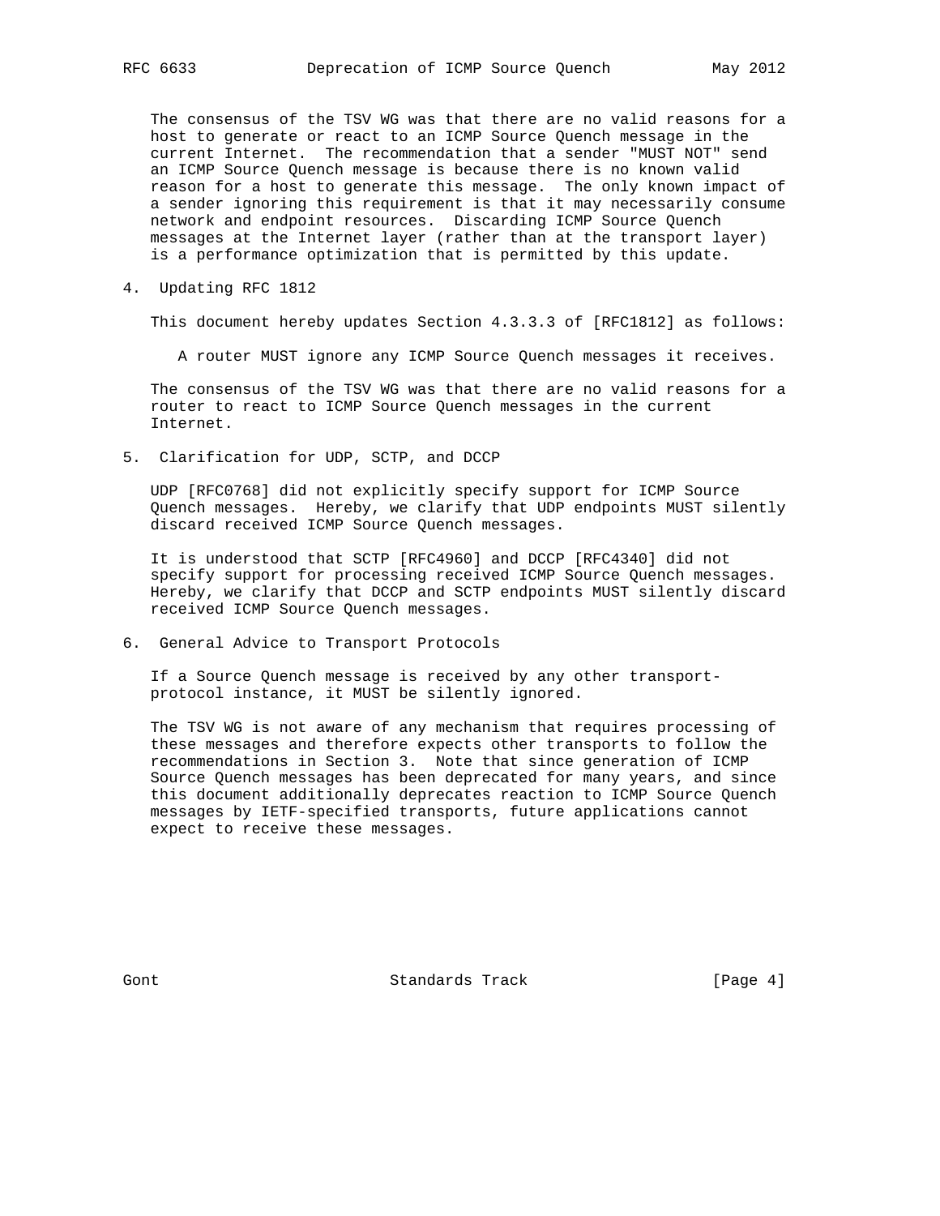The consensus of the TSV WG was that there are no valid reasons for a host to generate or react to an ICMP Source Quench message in the current Internet. The recommendation that a sender "MUST NOT" send an ICMP Source Quench message is because there is no known valid reason for a host to generate this message. The only known impact of a sender ignoring this requirement is that it may necessarily consume network and endpoint resources. Discarding ICMP Source Quench messages at the Internet layer (rather than at the transport layer) is a performance optimization that is permitted by this update.

## 4. Updating RFC 1812

This document hereby updates Section 4.3.3.3 of [RFC1812] as follows:

> A router MUST ignore any ICMP Source Quench messages it receives.

The consensus of the TSV WG was that there are no valid reasons for a router to react to ICMP Source Quench messages in the current Internet.

## 5. Clarification for UDP, SCTP, and DCCP

UDP [RFC0768] did not explicitly specify support for ICMP Source Quench messages. Hereby, we clarify that UDP endpoints MUST silently discard received ICMP Source Quench messages.

It is understood that SCTP [RFC4960] and DCCP [RFC4340] did not specify support for processing received ICMP Source Quench messages. Hereby, we clarify that DCCP and SCTP endpoints MUST silently discard received ICMP Source Quench messages.

## 6. General Advice to Transport Protocols

If a Source Quench message is received by any other transport-protocol instance, it MUST be silently ignored.

The TSV WG is not aware of any mechanism that requires processing of these messages and therefore expects other transports to follow the recommendations in Section 3. Note that since generation of ICMP Source Quench messages has been deprecated for many years, and since this document additionally deprecates reaction to ICMP Source Quench messages by IETF-specified transports, future applications cannot expect to receive these messages.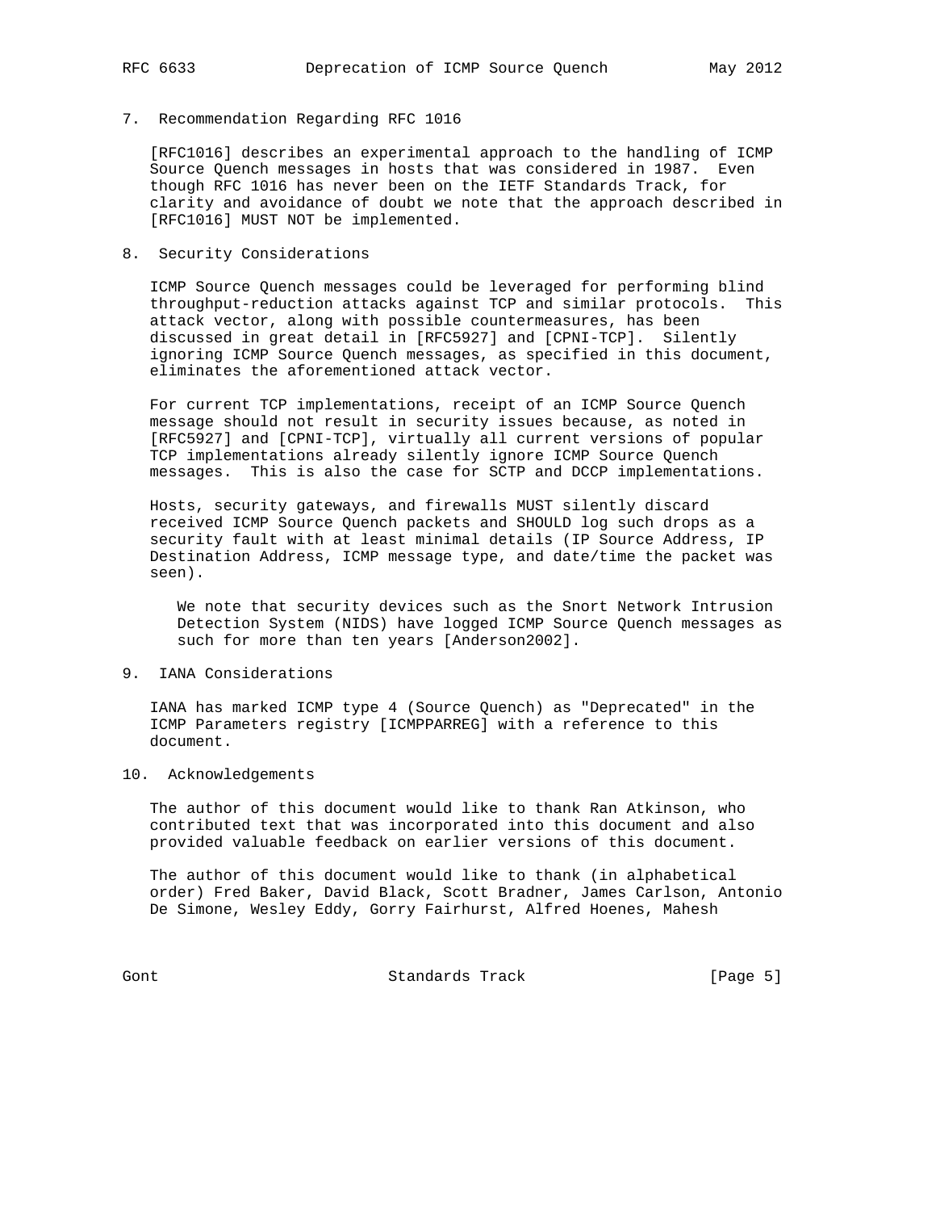## 7. Recommendation Regarding RFC 1016

[RFC1016] describes an experimental approach to the handling of ICMP Source Quench messages in hosts that was considered in 1987. Even though RFC 1016 has never been on the IETF Standards Track, for clarity and avoidance of doubt we note that the approach described in [RFC1016] MUST NOT be implemented.

## 8. Security Considerations

ICMP Source Quench messages could be leveraged for performing blind throughput-reduction attacks against TCP and similar protocols. This attack vector, along with possible countermeasures, has been discussed in great detail in [RFC5927] and [CPNI-TCP]. Silently ignoring ICMP Source Quench messages, as specified in this document, eliminates the aforementioned attack vector.

For current TCP implementations, receipt of an ICMP Source Quench message should not result in security issues because, as noted in [RFC5927] and [CPNI-TCP], virtually all current versions of popular TCP implementations already silently ignore ICMP Source Quench messages. This is also the case for SCTP and DCCP implementations.

Hosts, security gateways, and firewalls MUST silently discard received ICMP Source Quench packets and SHOULD log such drops as a security fault with at least minimal details (IP Source Address, IP Destination Address, ICMP message type, and date/time the packet was seen).

> We note that security devices such as the Snort Network Intrusion Detection System (NIDS) have logged ICMP Source Quench messages as such for more than ten years [Anderson2002].

## 9. IANA Considerations

IANA has marked ICMP type 4 (Source Quench) as "Deprecated" in the ICMP Parameters registry [ICMPPARREG] with a reference to this document.

## 10. Acknowledgements

The author of this document would like to thank Ran Atkinson, who contributed text that was incorporated into this document and also provided valuable feedback on earlier versions of this document.

The author of this document would like to thank (in alphabetical order) Fred Baker, David Black, Scott Bradner, James Carlson, Antonio De Simone, Wesley Eddy, Gorry Fairhurst, Alfred Hoenes, Mahesh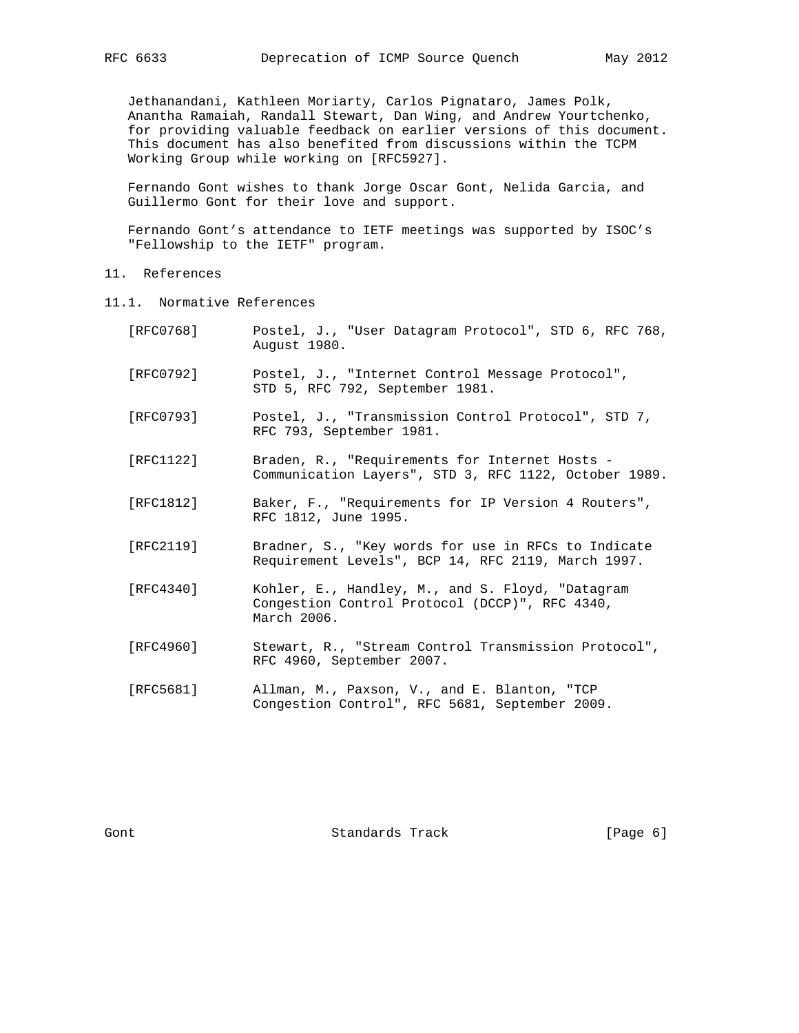Jethanandani, Kathleen Moriarty, Carlos Pignataro, James Polk, Anantha Ramaiah, Randall Stewart, Dan Wing, and Andrew Yourtchenko, for providing valuable feedback on earlier versions of this document. This document has also benefited from discussions within the TCPM Working Group while working on [RFC5927].

Fernando Gont wishes to thank Jorge Oscar Gont, Nelida Garcia, and Guillermo Gont for their love and support.

Fernando Gont's attendance to IETF meetings was supported by ISOC's "Fellowship to the IETF" program.

## 11. References

### 11.1. Normative References

[RFC0768] Postel, J., "User Datagram Protocol", STD 6, RFC 768, August 1980.

[RFC0792] Postel, J., "Internet Control Message Protocol", STD 5, RFC 792, September 1981.

[RFC0793] Postel, J., "Transmission Control Protocol", STD 7, RFC 793, September 1981.

[RFC1122] Braden, R., "Requirements for Internet Hosts - Communication Layers", STD 3, RFC 1122, October 1989.

[RFC1812] Baker, F., "Requirements for IP Version 4 Routers", RFC 1812, June 1995.

[RFC2119] Bradner, S., "Key words for use in RFCs to Indicate Requirement Levels", BCP 14, RFC 2119, March 1997.

[RFC4340] Kohler, E., Handley, M., and S. Floyd, "Datagram Congestion Control Protocol (DCCP)", RFC 4340, March 2006.

[RFC4960] Stewart, R., "Stream Control Transmission Protocol", RFC 4960, September 2007.

[RFC5681] Allman, M., Paxson, V., and E. Blanton, "TCP Congestion Control", RFC 5681, September 2009.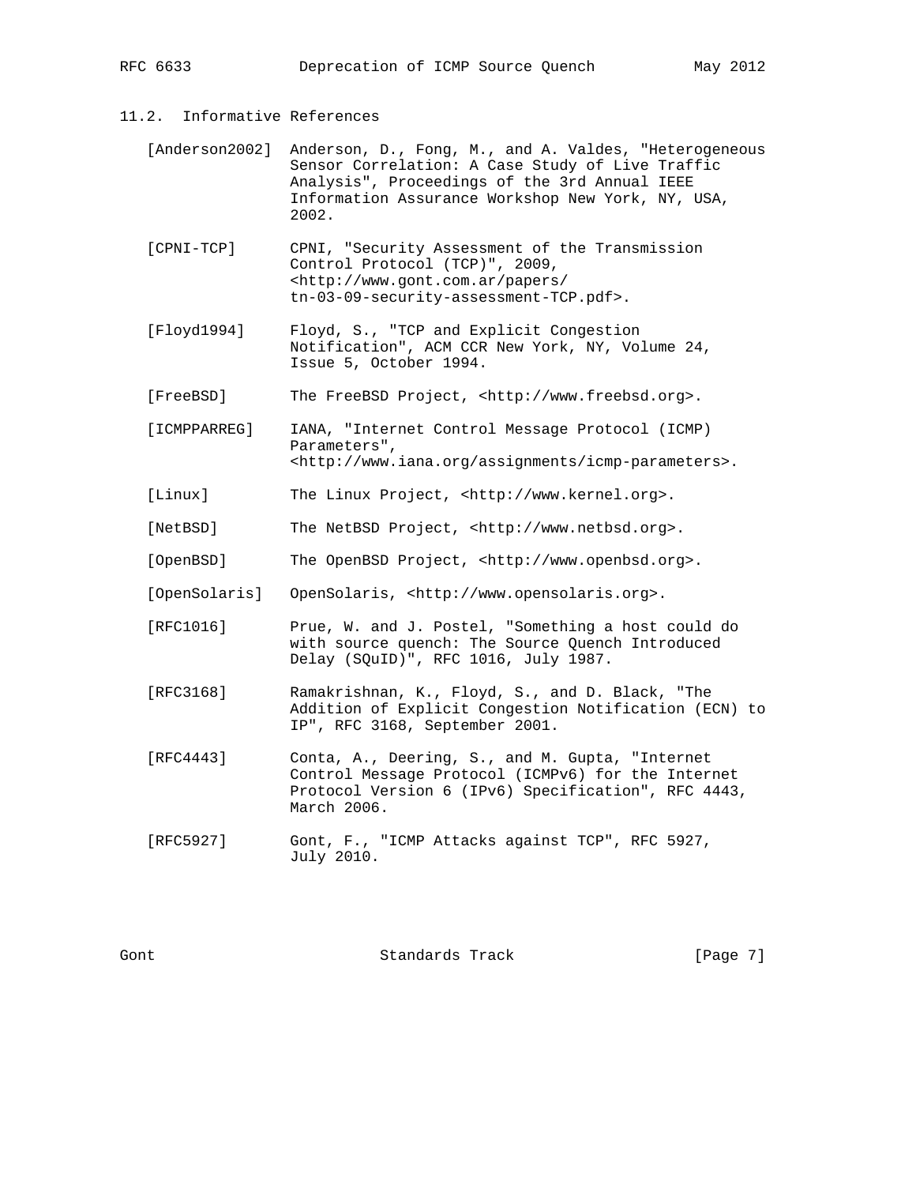### 11.2. Informative References

[Anderson2002] Anderson, D., Fong, M., and A. Valdes, "Heterogeneous Sensor Correlation: A Case Study of Live Traffic Analysis", Proceedings of the 3rd Annual IEEE Information Assurance Workshop New York, NY, USA, 2002.

[CPNI-TCP] CPNI, "Security Assessment of the Transmission Control Protocol (TCP)", 2009, <http://www.gont.com.ar/papers/tn-03-09-security-assessment-TCP.pdf>.

[Floyd1994] Floyd, S., "TCP and Explicit Congestion Notification", ACM CCR New York, NY, Volume 24, Issue 5, October 1994.

[FreeBSD] The FreeBSD Project, <http://www.freebsd.org>.

[ICMPPARREG] IANA, "Internet Control Message Protocol (ICMP) Parameters", <http://www.iana.org/assignments/icmp-parameters>.

[Linux] The Linux Project, <http://www.kernel.org>.

[NetBSD] The NetBSD Project, <http://www.netbsd.org>.

[OpenBSD] The OpenBSD Project, <http://www.openbsd.org>.

[OpenSolaris] OpenSolaris, <http://www.opensolaris.org>.

[RFC1016] Prue, W. and J. Postel, "Something a host could do with source quench: The Source Quench Introduced Delay (SQuID)", RFC 1016, July 1987.

[RFC3168] Ramakrishnan, K., Floyd, S., and D. Black, "The Addition of Explicit Congestion Notification (ECN) to IP", RFC 3168, September 2001.

[RFC4443] Conta, A., Deering, S., and M. Gupta, "Internet Control Message Protocol (ICMPv6) for the Internet Protocol Version 6 (IPv6) Specification", RFC 4443, March 2006.

[RFC5927] Gont, F., "ICMP Attacks against TCP", RFC 5927, July 2010.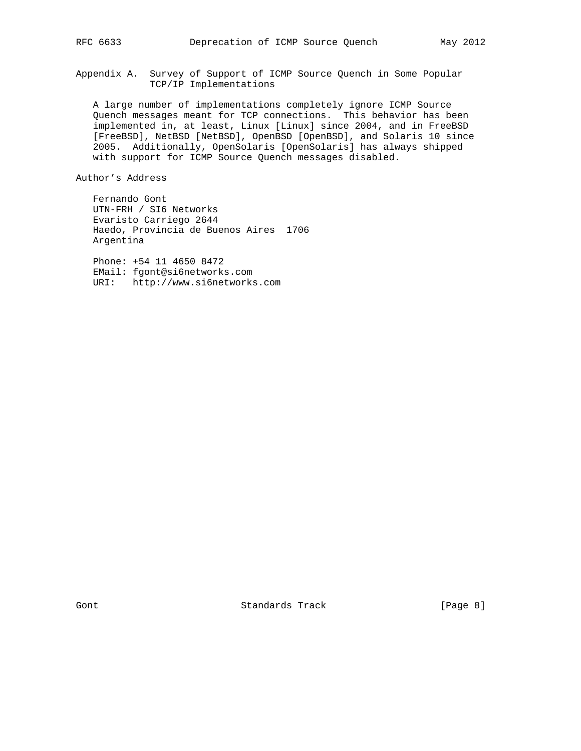## Appendix A. Survey of Support of ICMP Source Quench in Some Popular TCP/IP Implementations

A large number of implementations completely ignore ICMP Source Quench messages meant for TCP connections. This behavior has been implemented in, at least, Linux [Linux] since 2004, and in FreeBSD [FreeBSD], NetBSD [NetBSD], OpenBSD [OpenBSD], and Solaris 10 since 2005. Additionally, OpenSolaris [OpenSolaris] has always shipped with support for ICMP Source Quench messages disabled.

## Author's Address

Fernando Gont
UTN-FRH / SI6 Networks
Evaristo Carriego 2644
Haedo, Provincia de Buenos Aires 1706
Argentina

Phone: +54 11 4650 8472
EMail: fgont@si6networks.com
URI: http://www.si6networks.com